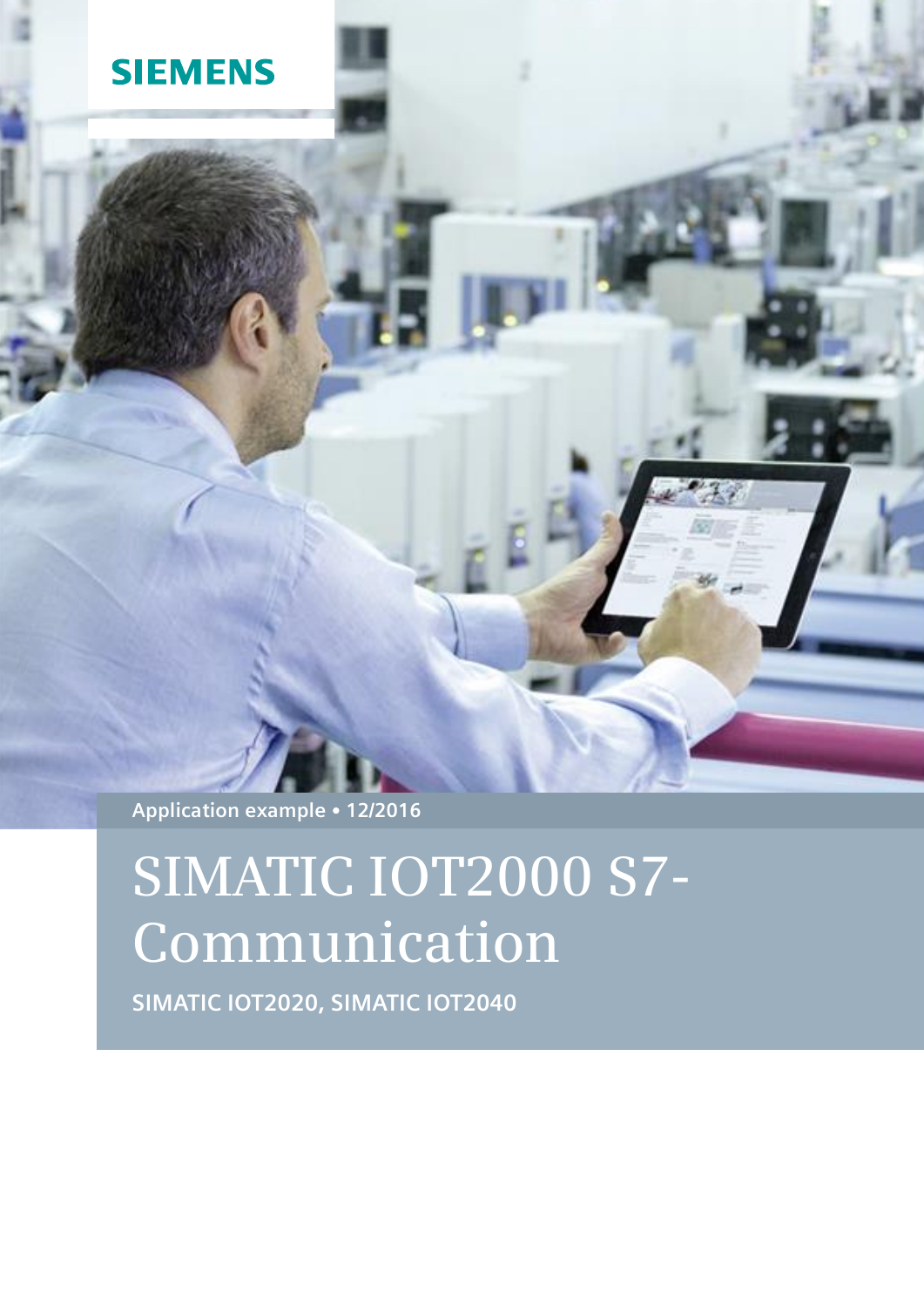SIEMENS

Application example • 12/2016

# SIMATIC IOT2000 S7-Communication

**SIMATIC IOT2020, SIMATIC IOT2040**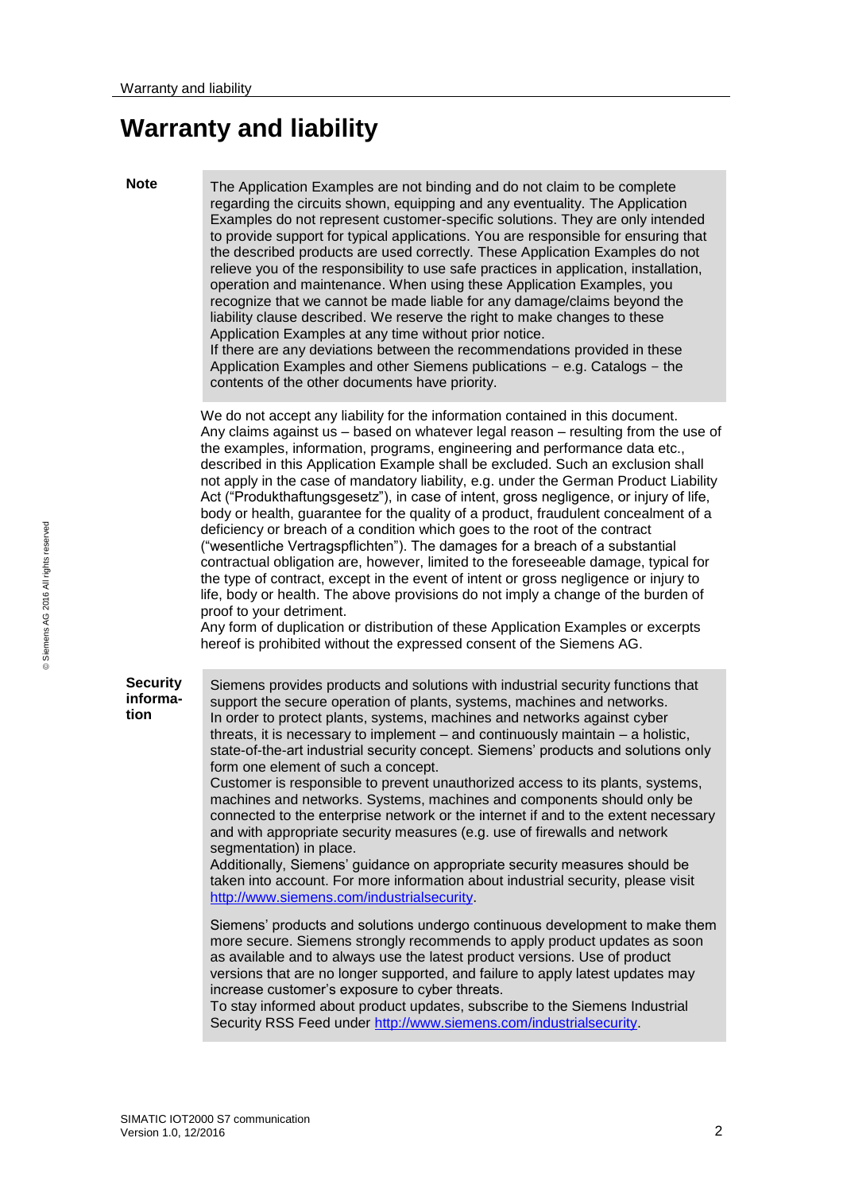# Warranty and liability

**Note**

The Application Examples are not binding and do not claim to be complete regarding the circuits shown, equipping and any eventuality. The Application Examples do not represent customer-specific solutions. They are only intended to provide support for typical applications. You are responsible for ensuring that the described products are used correctly. These Application Examples do not relieve you of the responsibility to use safe practices in application, installation, operation and maintenance. When using these Application Examples, you recognize that we cannot be made liable for any damage/claims beyond the liability clause described. We reserve the right to make changes to these Application Examples at any time without prior notice.
If there are any deviations between the recommendations provided in these Application Examples and other Siemens publications − e.g. Catalogs − the contents of the other documents have priority.

We do not accept any liability for the information contained in this document.
Any claims against us – based on whatever legal reason – resulting from the use of the examples, information, programs, engineering and performance data etc., described in this Application Example shall be excluded. Such an exclusion shall not apply in the case of mandatory liability, e.g. under the German Product Liability Act ("Produkthaftungsgesetz"), in case of intent, gross negligence, or injury of life, body or health, guarantee for the quality of a product, fraudulent concealment of a deficiency or breach of a condition which goes to the root of the contract ("wesentliche Vertragspflichten"). The damages for a breach of a substantial contractual obligation are, however, limited to the foreseeable damage, typical for the type of contract, except in the event of intent or gross negligence or injury to life, body or health. The above provisions do not imply a change of the burden of proof to your detriment.
Any form of duplication or distribution of these Application Examples or excerpts hereof is prohibited without the expressed consent of the Siemens AG.

**Security information**

Siemens provides products and solutions with industrial security functions that support the secure operation of plants, systems, machines and networks.
In order to protect plants, systems, machines and networks against cyber threats, it is necessary to implement – and continuously maintain – a holistic, state-of-the-art industrial security concept. Siemens' products and solutions only form one element of such a concept.
Customer is responsible to prevent unauthorized access to its plants, systems, machines and networks. Systems, machines and components should only be connected to the enterprise network or the internet if and to the extent necessary and with appropriate security measures (e.g. use of firewalls and network segmentation) in place.
Additionally, Siemens' guidance on appropriate security measures should be taken into account. For more information about industrial security, please visit http://www.siemens.com/industrialsecurity.

Siemens' products and solutions undergo continuous development to make them more secure. Siemens strongly recommends to apply product updates as soon as available and to always use the latest product versions. Use of product versions that are no longer supported, and failure to apply latest updates may increase customer's exposure to cyber threats.
To stay informed about product updates, subscribe to the Siemens Industrial Security RSS Feed under http://www.siemens.com/industrialsecurity.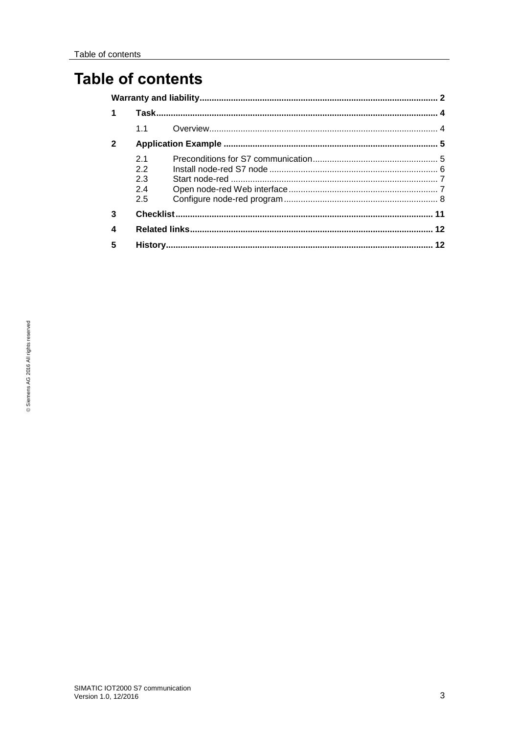# Table of contents

**Warranty and liability** ..... 2

**1 Task** ..... 4

- 1.1 Overview ..... 4

**2 Application Example** ..... 5

- 2.1 Preconditions for S7 communication ..... 5
- 2.2 Install node-red S7 node ..... 6
- 2.3 Start node-red ..... 7
- 2.4 Open node-red Web interface ..... 7
- 2.5 Configure node-red program ..... 8

**3 Checklist** ..... 11

**4 Related links** ..... 12

**5 History** ..... 12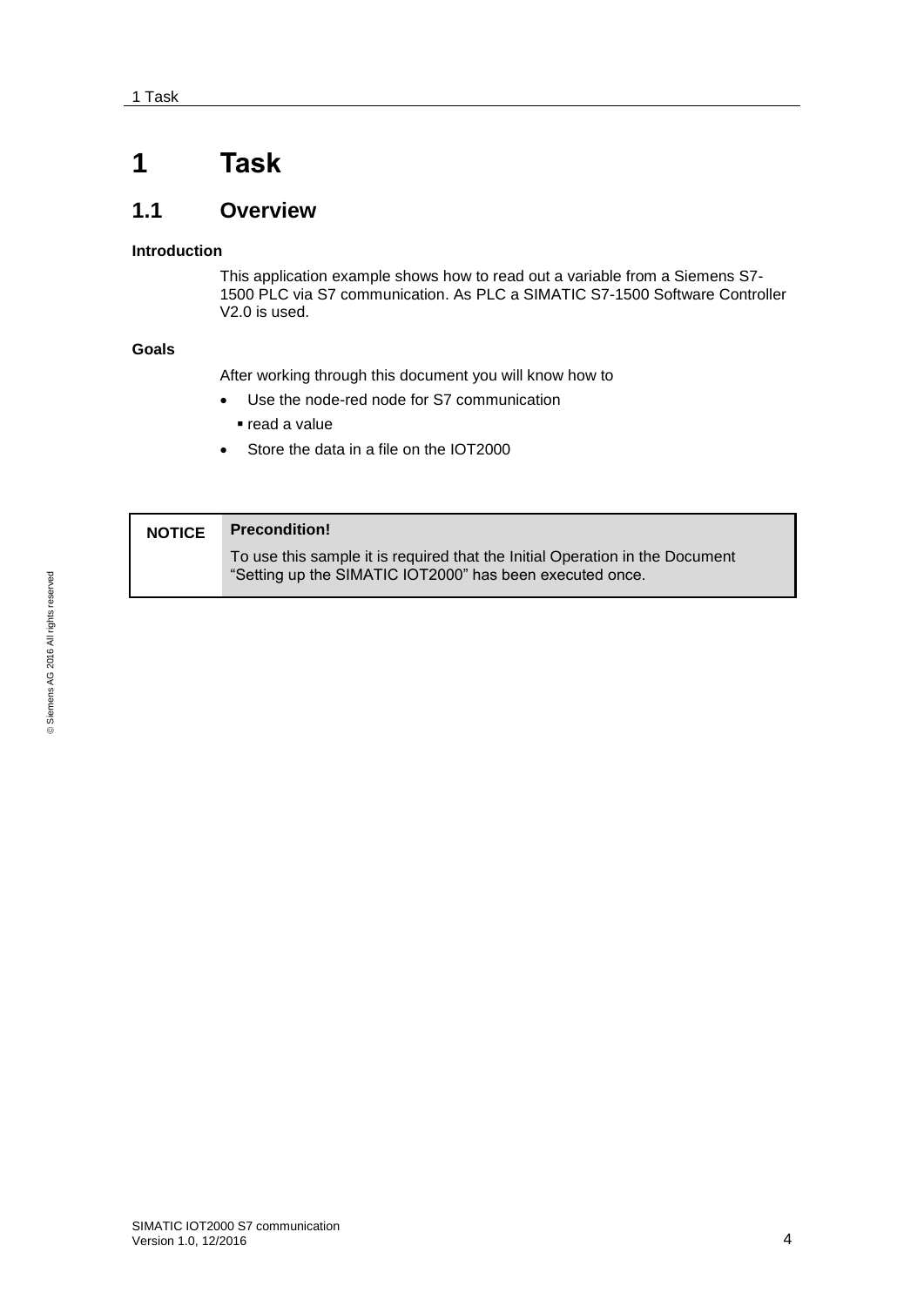# 1 Task

## 1.1 Overview

**Introduction**

This application example shows how to read out a variable from a Siemens S7-1500 PLC via S7 communication. As PLC a SIMATIC S7-1500 Software Controller V2.0 is used.

**Goals**

After working through this document you will know how to

- Use the node-red node for S7 communication
  - read a value
- Store the data in a file on the IOT2000

| NOTICE | **Precondition!**<br>To use this sample it is required that the Initial Operation in the Document “Setting up the SIMATIC IOT2000” has been executed once. |
| --- | --- |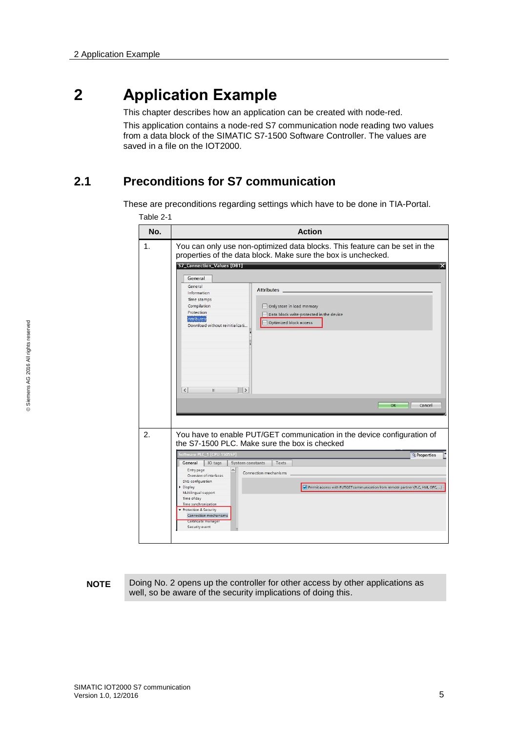# 2 Application Example

This chapter describes how an application can be created with node-red.

This application contains a node-red S7 communication node reading two values from a data block of the SIMATIC S7-1500 Software Controller. The values are saved in a file on the IOT2000.

## 2.1 Preconditions for S7 communication

These are preconditions regarding settings which have to be done in TIA-Portal.

Table 2-1

| No. | Action |
|---|---|
| 1. | You can only use non-optimized data blocks. This feature can be set in the properties of the data block. Make sure the box is unchecked. |
| 2. | You have to enable PUT/GET communication in the device configuration of the S7-1500 PLC. Make sure the box is checked |

**NOTE** Doing No. 2 opens up the controller for other access by other applications as well, so be aware of the security implications of doing this.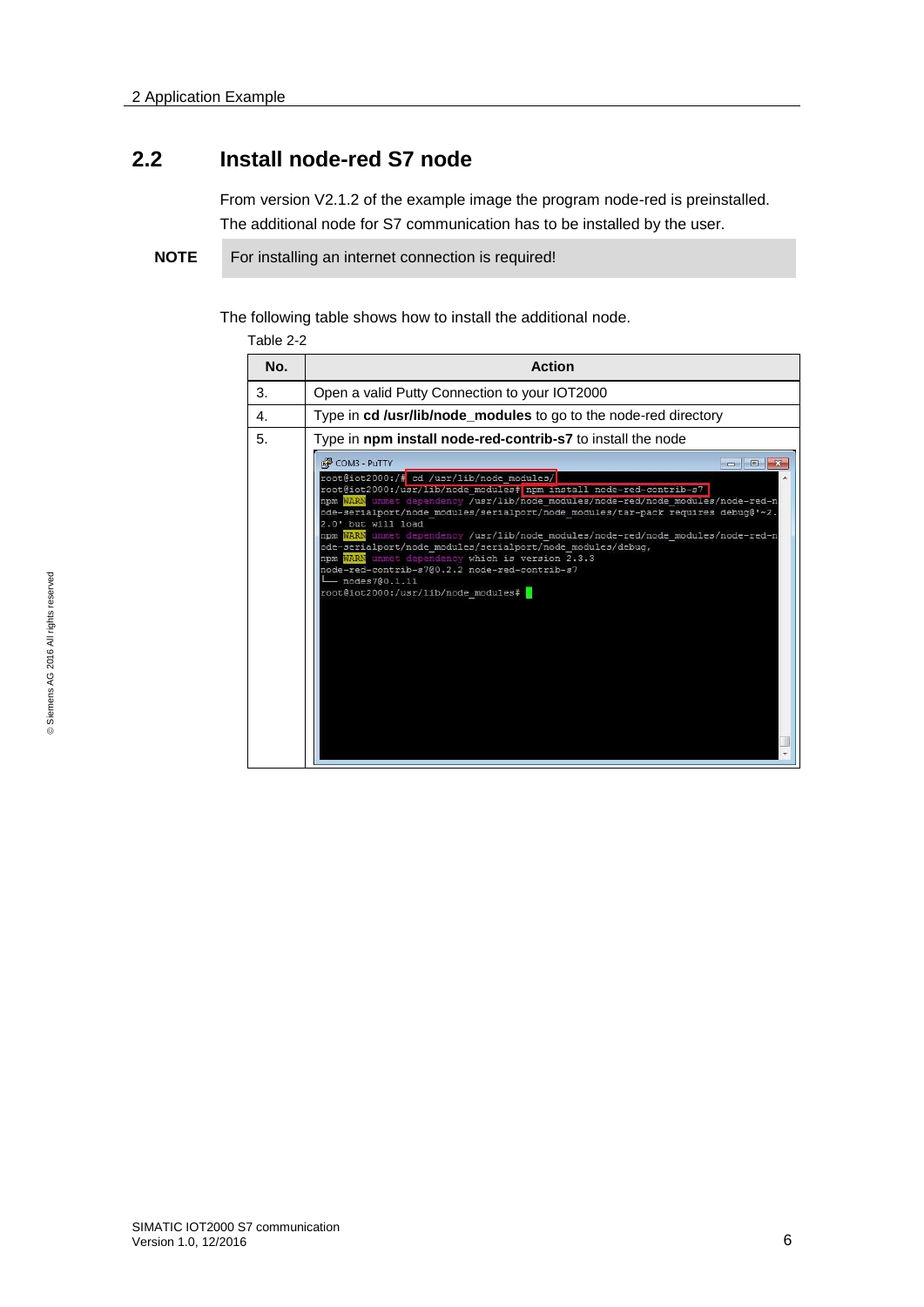## 2.2 Install node-red S7 node

From version V2.1.2 of the example image the program node-red is preinstalled. The additional node for S7 communication has to be installed by the user.

**NOTE** For installing an internet connection is required!

The following table shows how to install the additional node.

Table 2-2

| No. | Action |
| --- | --- |
| 3. | Open a valid Putty Connection to your IOT2000 |
| 4. | Type in **cd /usr/lib/node_modules** to go to the node-red directory |
| 5. | Type in **npm install node-red-contrib-s7** to install the node |

```
root@iot2000:/# cd /usr/lib/node_modules/
root@iot2000:/usr/lib/node_modules# npm install node-red-contrib-s7
npm WARN unmet dependency /usr/lib/node_modules/node-red/node_modules/node-red-node-serialport/node_modules/serialport/node_modules/tar-pack requires debug@'~2.2.0' but will load
npm WARN unmet dependency /usr/lib/node_modules/node-red/node_modules/node-red-node-serialport/node_modules/serialport/node_modules/debug,
npm WARN unmet dependency which is version 2.3.3
node-red-contrib-s7@0.2.2 node-red-contrib-s7
└── nodes7@0.1.11
root@iot2000:/usr/lib/node_modules#
```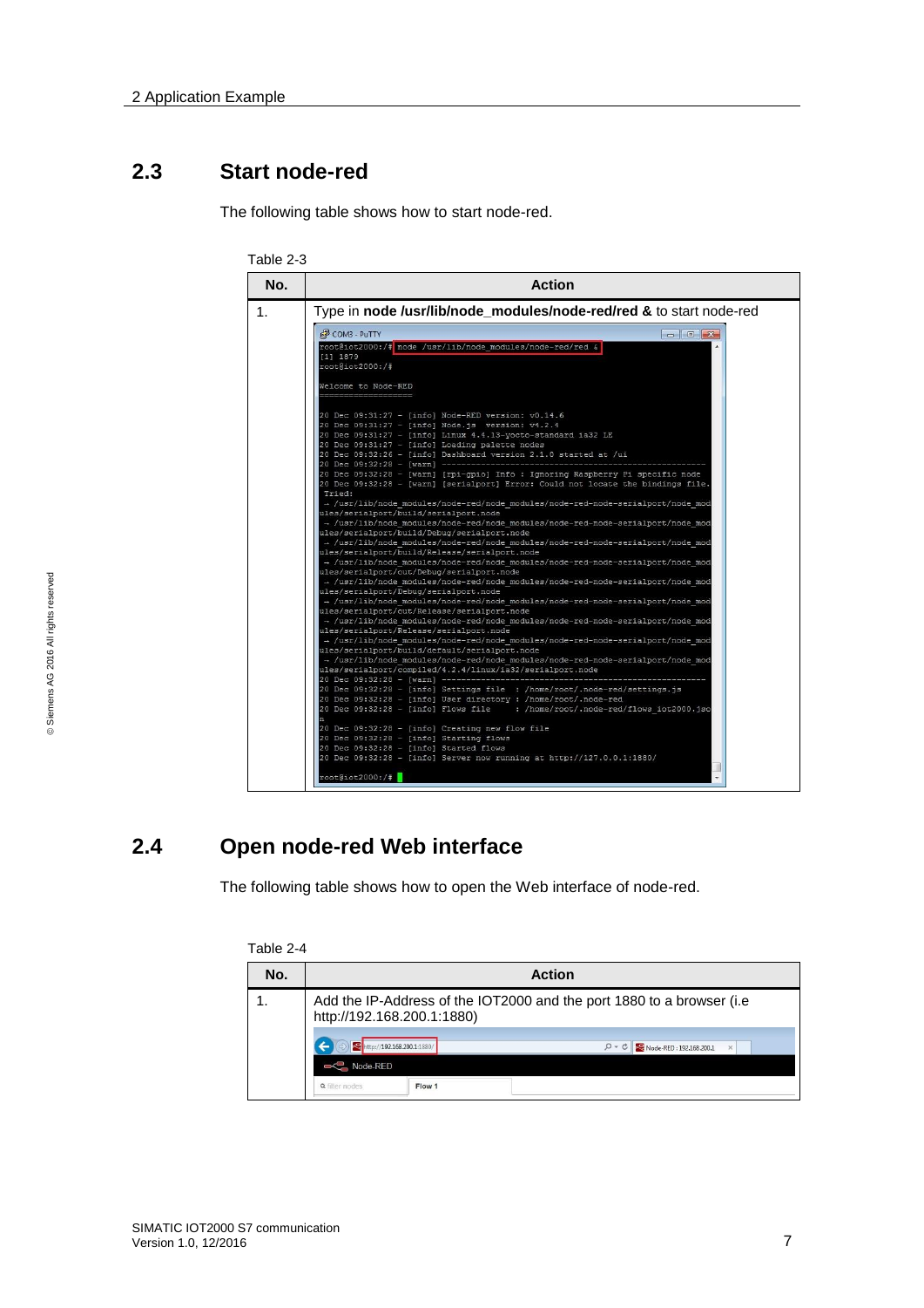## 2.3 Start node-red

The following table shows how to start node-red.

Table 2-3

| No. | Action |
| --- | --- |
| 1. | Type in **node /usr/lib/node_modules/node-red/red &** to start node-red |

## 2.4 Open node-red Web interface

The following table shows how to open the Web interface of node-red.

Table 2-4

| No. | Action |
| --- | --- |
| 1. | Add the IP-Address of the IOT2000 and the port 1880 to a browser (i.e http://192.168.200.1:1880) |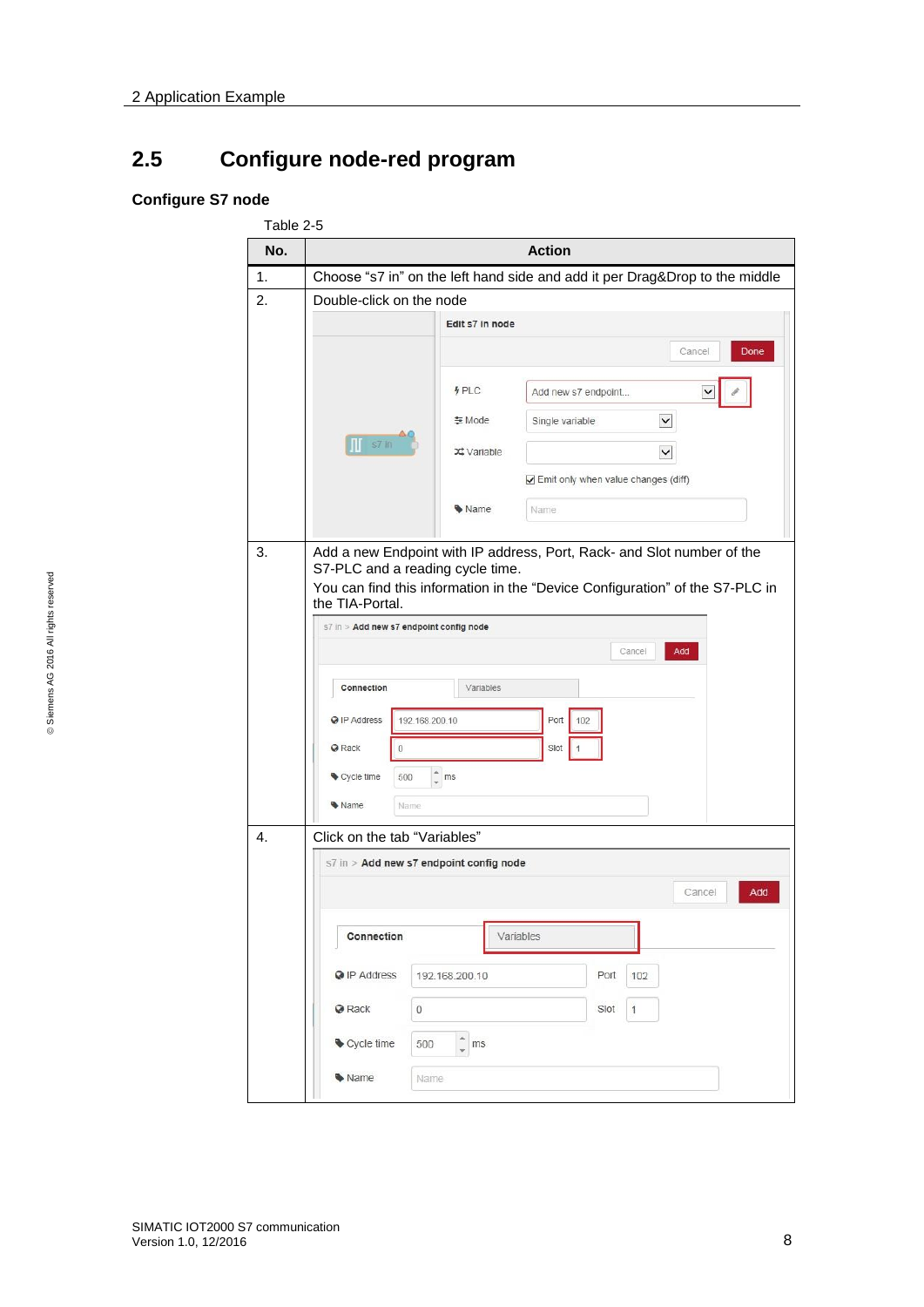## 2.5 Configure node-red program

### Configure S7 node

Table 2-5

| No. | Action |
|---|---|
| 1. | Choose “s7 in” on the left hand side and add it per Drag&Drop to the middle |
| 2. | Double-click on the node |
| 3. | Add a new Endpoint with IP address, Port, Rack- and Slot number of the S7-PLC and a reading cycle time.<br>You can find this information in the “Device Configuration” of the S7-PLC in the TIA-Portal. |
| 4. | Click on the tab “Variables” |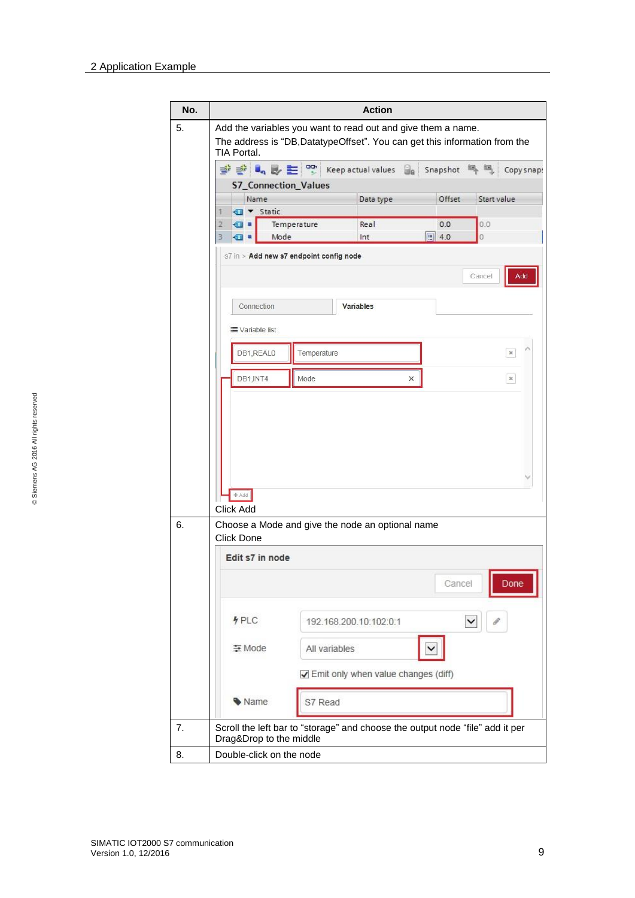| No. | Action |
|---|---|
| 5. | Add the variables you want to read out and give them a name. The address is “DB,DatatypeOffset”. You can get this information from the TIA Portal. Click Add |
| 6. | Choose a Mode and give the node an optional name Click Done |
| 7. | Scroll the left bar to “storage” and choose the output node “file” add it per Drag&Drop to the middle |
| 8. | Double-click on the node |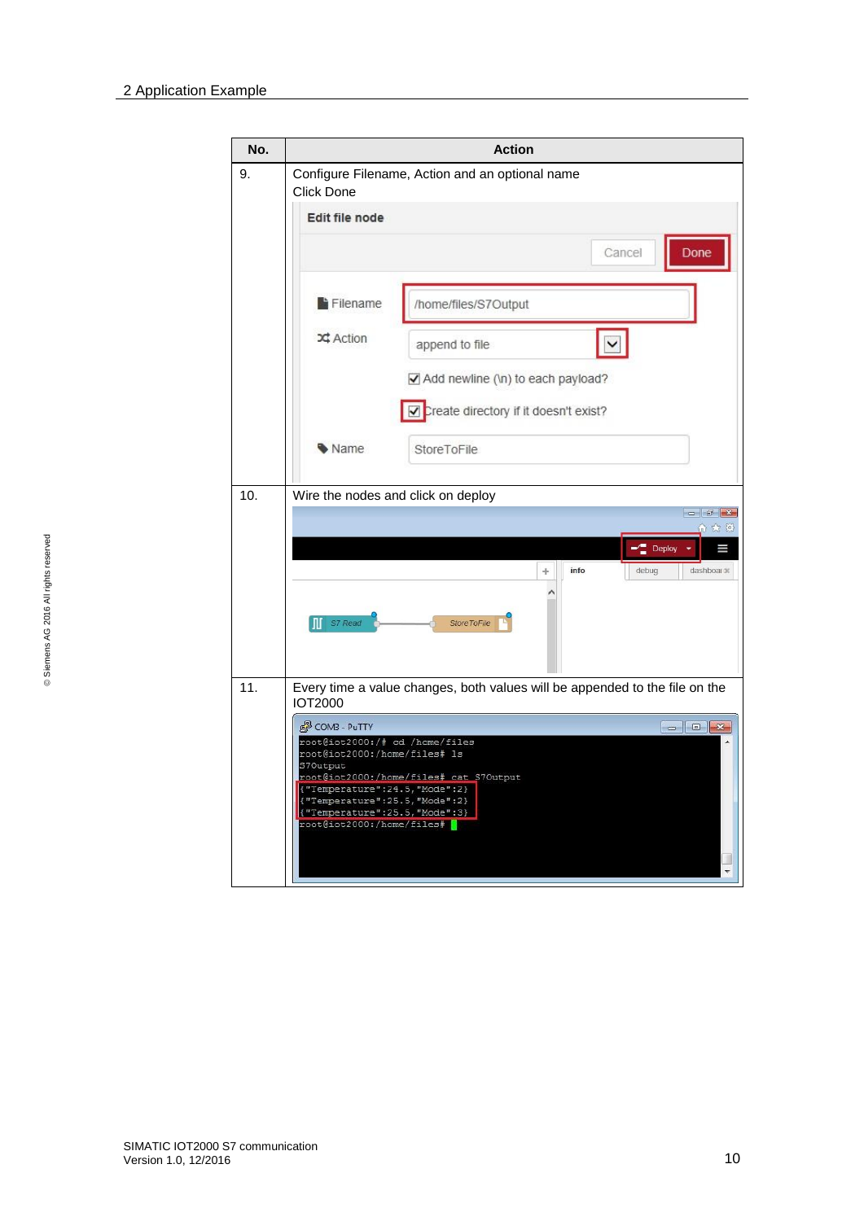| No. | Action |
|---|---|
| 9. | Configure Filename, Action and an optional name<br>Click Done |
| 10. | Wire the nodes and click on deploy |
| 11. | Every time a value changes, both values will be appended to the file on the IOT2000 |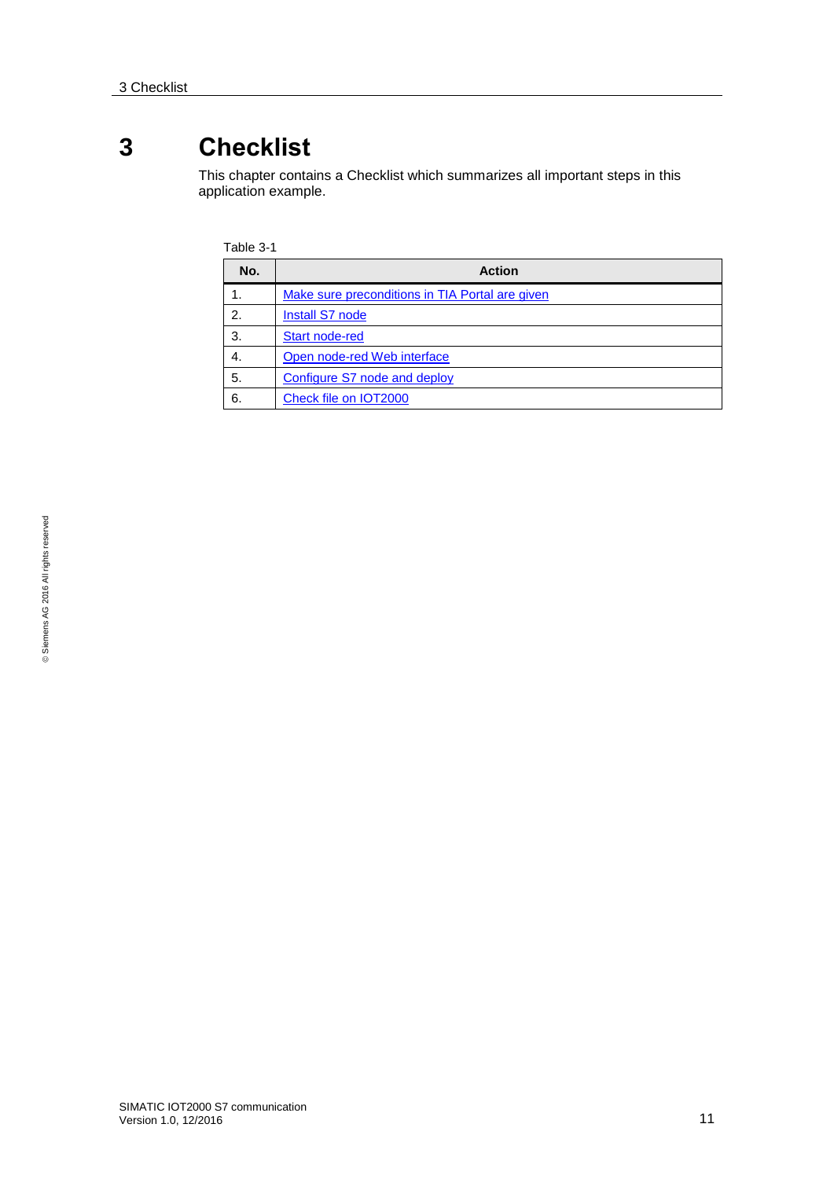# 3 Checklist

This chapter contains a Checklist which summarizes all important steps in this application example.

Table 3-1

| No. | Action |
|---|---|
| 1. | Make sure preconditions in TIA Portal are given |
| 2. | Install S7 node |
| 3. | Start node-red |
| 4. | Open node-red Web interface |
| 5. | Configure S7 node and deploy |
| 6. | Check file on IOT2000 |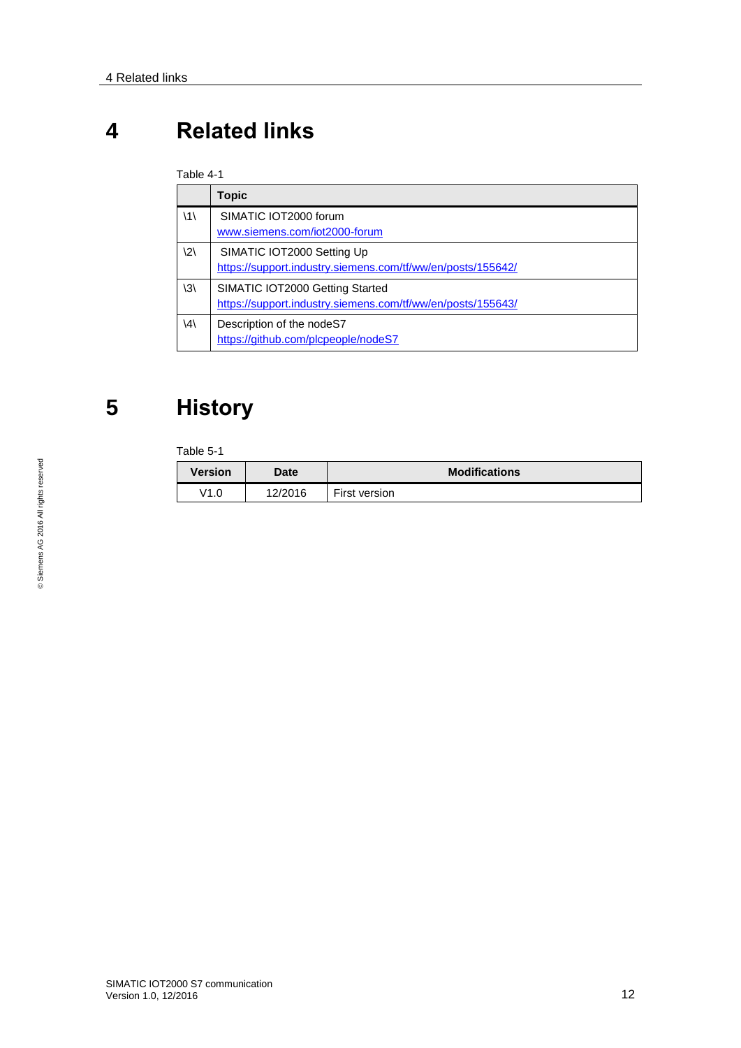# 4 Related links

Table 4-1

| | Topic |
|---|---|
| \1\ | SIMATIC IOT2000 forum<br>www.siemens.com/iot2000-forum |
| \2\ | SIMATIC IOT2000 Setting Up<br>https://support.industry.siemens.com/tf/ww/en/posts/155642/ |
| \3\ | SIMATIC IOT2000 Getting Started<br>https://support.industry.siemens.com/tf/ww/en/posts/155643/ |
| \4\ | Description of the nodeS7<br>https://github.com/plcpeople/nodeS7 |

# 5 History

Table 5-1

| Version | Date | Modifications |
|---|---|---|
| V1.0 | 12/2016 | First version |